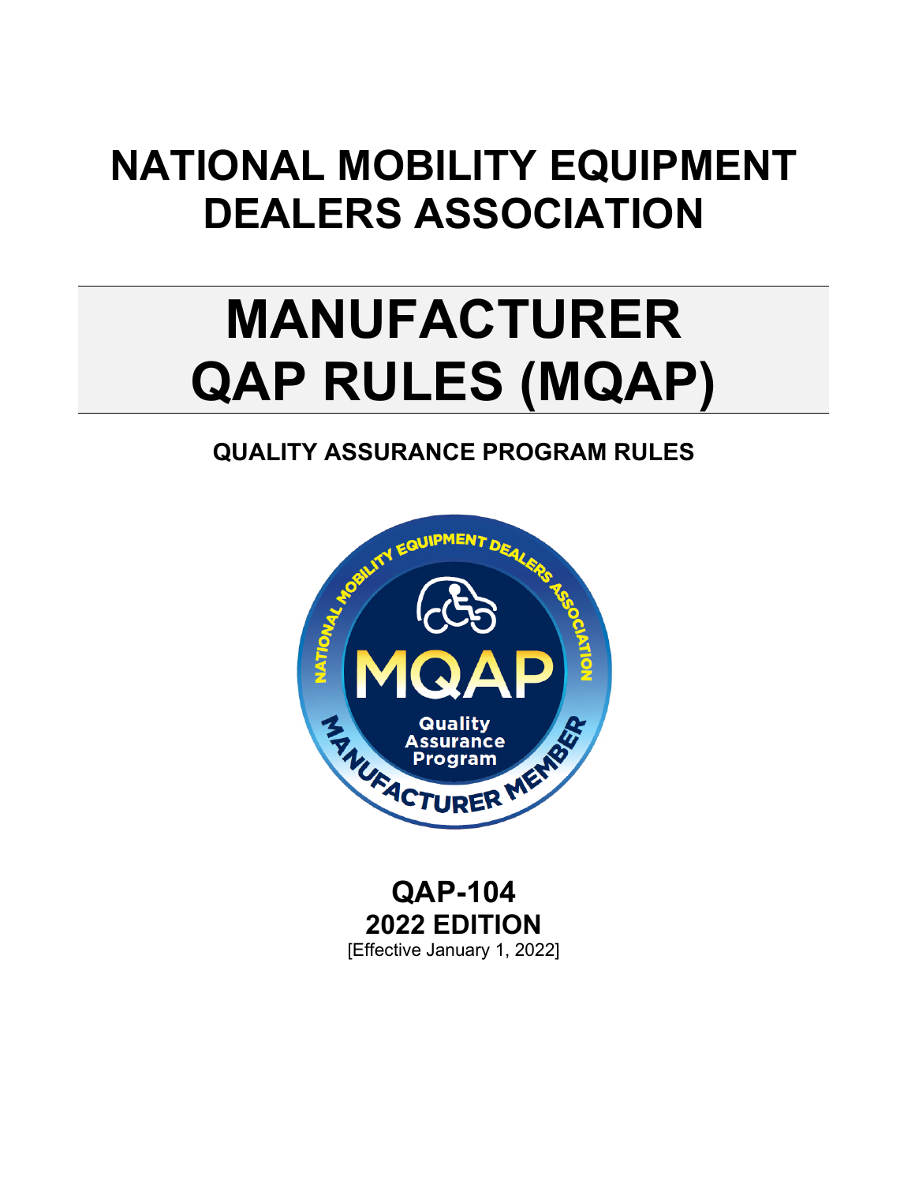# NATIONAL MOBILITY EQUIPMENT DEALERS ASSOCIATION

# MANUFACTURER QAP RULES (MQAP)

## QUALITY ASSURANCE PROGRAM RULES

**QAP-104**
**2022 EDITION**
[Effective January 1, 2022]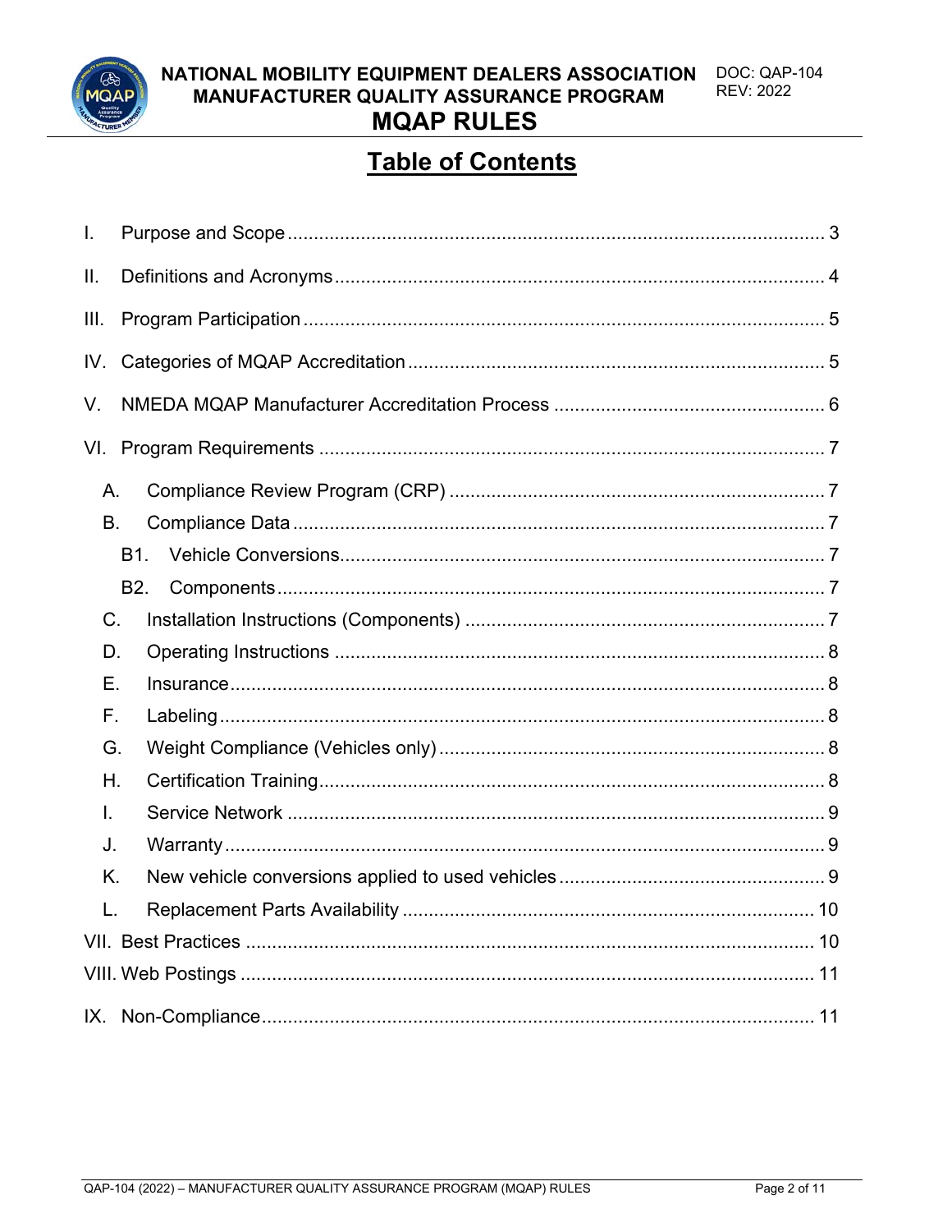# Table of Contents

I. Purpose and Scope ........................................................................................................ 3

II. Definitions and Acronyms ............................................................................................. 4

III. Program Participation ................................................................................................... 5

IV. Categories of MQAP Accreditation ................................................................................ 5

V. NMEDA MQAP Manufacturer Accreditation Process .................................................... 6

VI. Program Requirements ................................................................................................ 7

- A. Compliance Review Program (CRP) ........................................................................ 7
- B. Compliance Data ...................................................................................................... 7
  - B1. Vehicle Conversions ............................................................................................. 7
  - B2. Components ......................................................................................................... 7
- C. Installation Instructions (Components) ..................................................................... 7
- D. Operating Instructions .............................................................................................. 8
- E. Insurance .................................................................................................................. 8
- F. Labeling .................................................................................................................... 8
- G. Weight Compliance (Vehicles only) .......................................................................... 8
- H. Certification Training ................................................................................................ 8
- I. Service Network ........................................................................................................ 9
- J. Warranty ................................................................................................................... 9
- K. New vehicle conversions applied to used vehicles ................................................... 9
- L. Replacement Parts Availability ............................................................................... 10

VII. Best Practices ........................................................................................................... 10

VIII. Web Postings ............................................................................................................ 11

IX. Non-Compliance ......................................................................................................... 11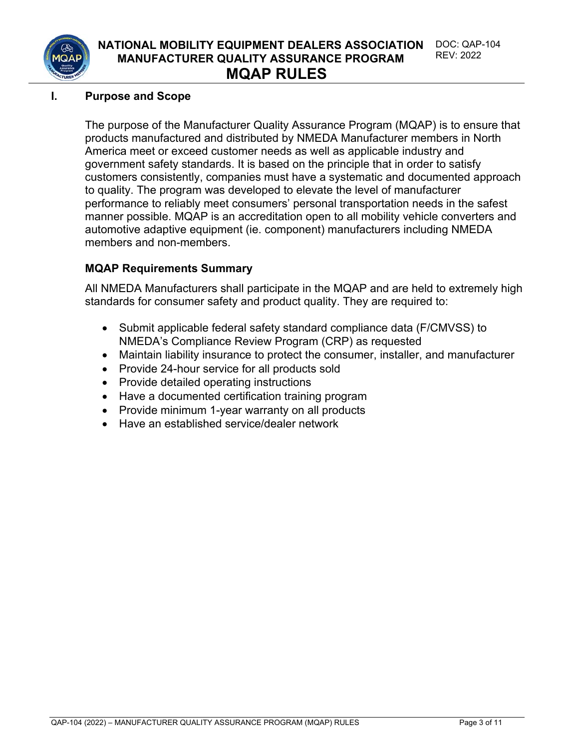## I. Purpose and Scope

The purpose of the Manufacturer Quality Assurance Program (MQAP) is to ensure that products manufactured and distributed by NMEDA Manufacturer members in North America meet or exceed customer needs as well as applicable industry and government safety standards. It is based on the principle that in order to satisfy customers consistently, companies must have a systematic and documented approach to quality. The program was developed to elevate the level of manufacturer performance to reliably meet consumers' personal transportation needs in the safest manner possible. MQAP is an accreditation open to all mobility vehicle converters and automotive adaptive equipment (ie. component) manufacturers including NMEDA members and non-members.

### MQAP Requirements Summary

All NMEDA Manufacturers shall participate in the MQAP and are held to extremely high standards for consumer safety and product quality. They are required to:

- Submit applicable federal safety standard compliance data (F/CMVSS) to NMEDA's Compliance Review Program (CRP) as requested
- Maintain liability insurance to protect the consumer, installer, and manufacturer
- Provide 24-hour service for all products sold
- Provide detailed operating instructions
- Have a documented certification training program
- Provide minimum 1-year warranty on all products
- Have an established service/dealer network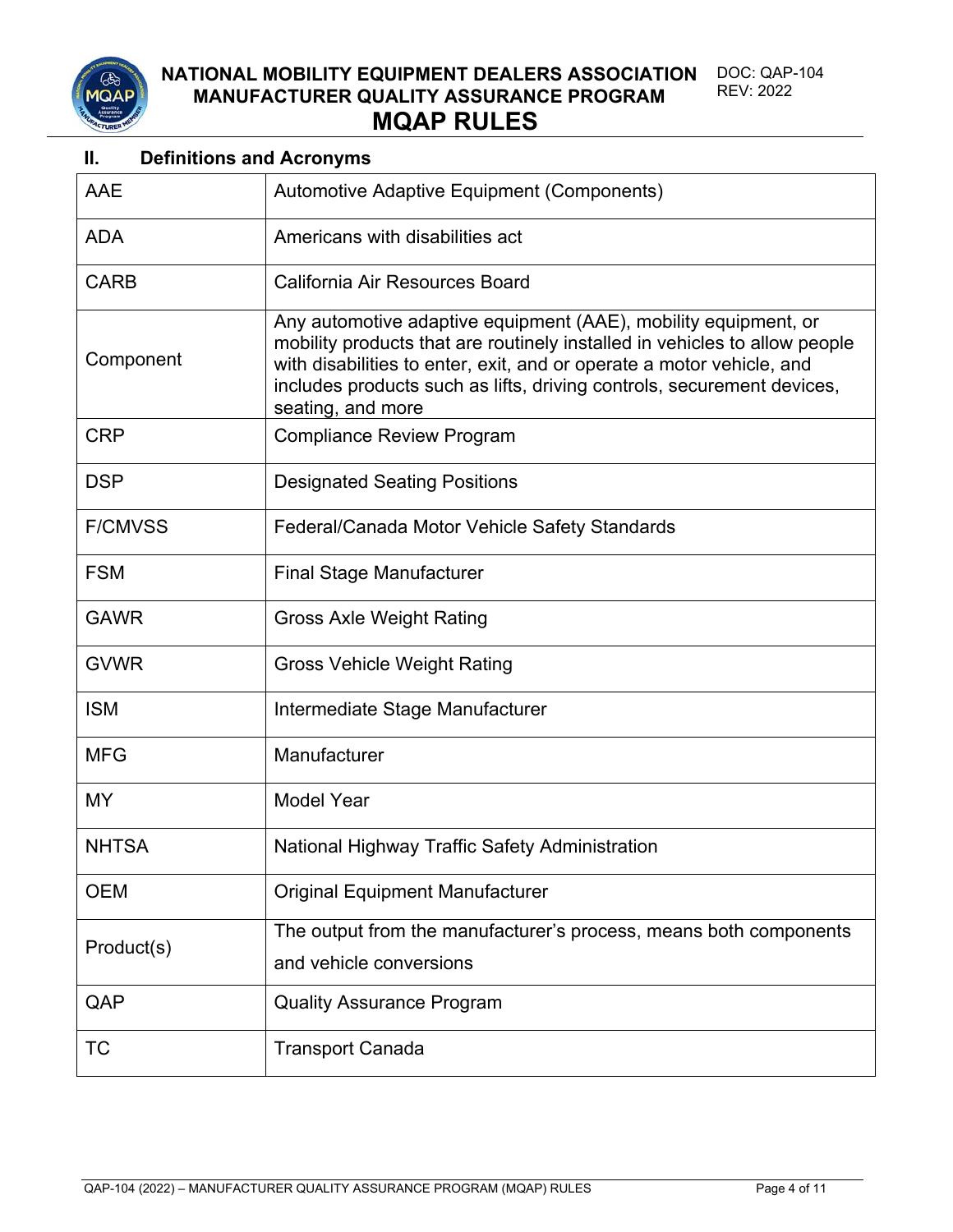## II. Definitions and Acronyms

| | |
|---|---|
| AAE | Automotive Adaptive Equipment (Components) |
| ADA | Americans with disabilities act |
| CARB | California Air Resources Board |
| Component | Any automotive adaptive equipment (AAE), mobility equipment, or mobility products that are routinely installed in vehicles to allow people with disabilities to enter, exit, and or operate a motor vehicle, and includes products such as lifts, driving controls, securement devices, seating, and more |
| CRP | Compliance Review Program |
| DSP | Designated Seating Positions |
| F/CMVSS | Federal/Canada Motor Vehicle Safety Standards |
| FSM | Final Stage Manufacturer |
| GAWR | Gross Axle Weight Rating |
| GVWR | Gross Vehicle Weight Rating |
| ISM | Intermediate Stage Manufacturer |
| MFG | Manufacturer |
| MY | Model Year |
| NHTSA | National Highway Traffic Safety Administration |
| OEM | Original Equipment Manufacturer |
| Product(s) | The output from the manufacturer's process, means both components and vehicle conversions |
| QAP | Quality Assurance Program |
| TC | Transport Canada |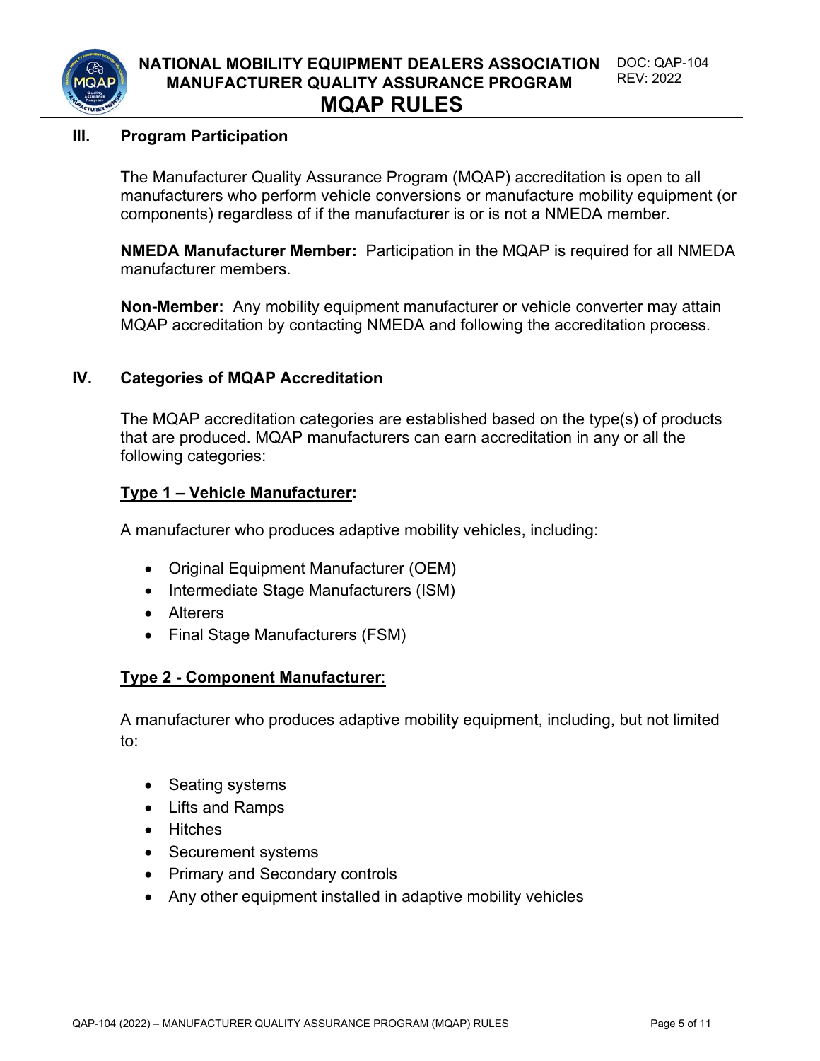## III. Program Participation

The Manufacturer Quality Assurance Program (MQAP) accreditation is open to all manufacturers who perform vehicle conversions or manufacture mobility equipment (or components) regardless of if the manufacturer is or is not a NMEDA member.

**NMEDA Manufacturer Member:** Participation in the MQAP is required for all NMEDA manufacturer members.

**Non-Member:** Any mobility equipment manufacturer or vehicle converter may attain MQAP accreditation by contacting NMEDA and following the accreditation process.

## IV. Categories of MQAP Accreditation

The MQAP accreditation categories are established based on the type(s) of products that are produced. MQAP manufacturers can earn accreditation in any or all the following categories:

**Type 1 – Vehicle Manufacturer:**

A manufacturer who produces adaptive mobility vehicles, including:

- Original Equipment Manufacturer (OEM)
- Intermediate Stage Manufacturers (ISM)
- Alterers
- Final Stage Manufacturers (FSM)

**Type 2 - Component Manufacturer**:

A manufacturer who produces adaptive mobility equipment, including, but not limited to:

- Seating systems
- Lifts and Ramps
- Hitches
- Securement systems
- Primary and Secondary controls
- Any other equipment installed in adaptive mobility vehicles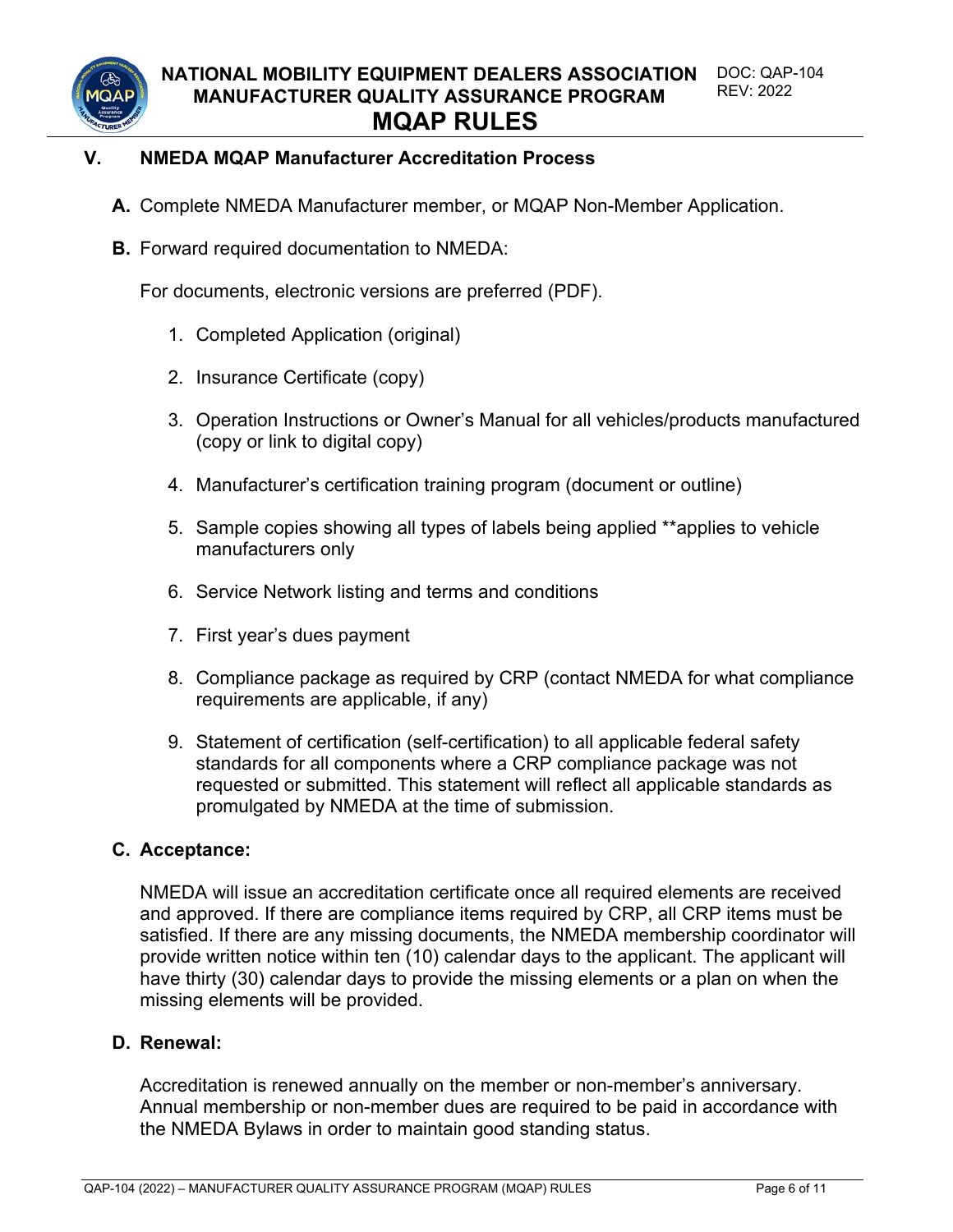## V. NMEDA MQAP Manufacturer Accreditation Process

**A.** Complete NMEDA Manufacturer member, or MQAP Non-Member Application.

**B.** Forward required documentation to NMEDA:

For documents, electronic versions are preferred (PDF).

1. Completed Application (original)
2. Insurance Certificate (copy)
3. Operation Instructions or Owner's Manual for all vehicles/products manufactured (copy or link to digital copy)
4. Manufacturer's certification training program (document or outline)
5. Sample copies showing all types of labels being applied **applies to vehicle manufacturers only
6. Service Network listing and terms and conditions
7. First year's dues payment
8. Compliance package as required by CRP (contact NMEDA for what compliance requirements are applicable, if any)
9. Statement of certification (self-certification) to all applicable federal safety standards for all components where a CRP compliance package was not requested or submitted. This statement will reflect all applicable standards as promulgated by NMEDA at the time of submission.

**C. Acceptance:**

NMEDA will issue an accreditation certificate once all required elements are received and approved. If there are compliance items required by CRP, all CRP items must be satisfied. If there are any missing documents, the NMEDA membership coordinator will provide written notice within ten (10) calendar days to the applicant. The applicant will have thirty (30) calendar days to provide the missing elements or a plan on when the missing elements will be provided.

**D. Renewal:**

Accreditation is renewed annually on the member or non-member's anniversary. Annual membership or non-member dues are required to be paid in accordance with the NMEDA Bylaws in order to maintain good standing status.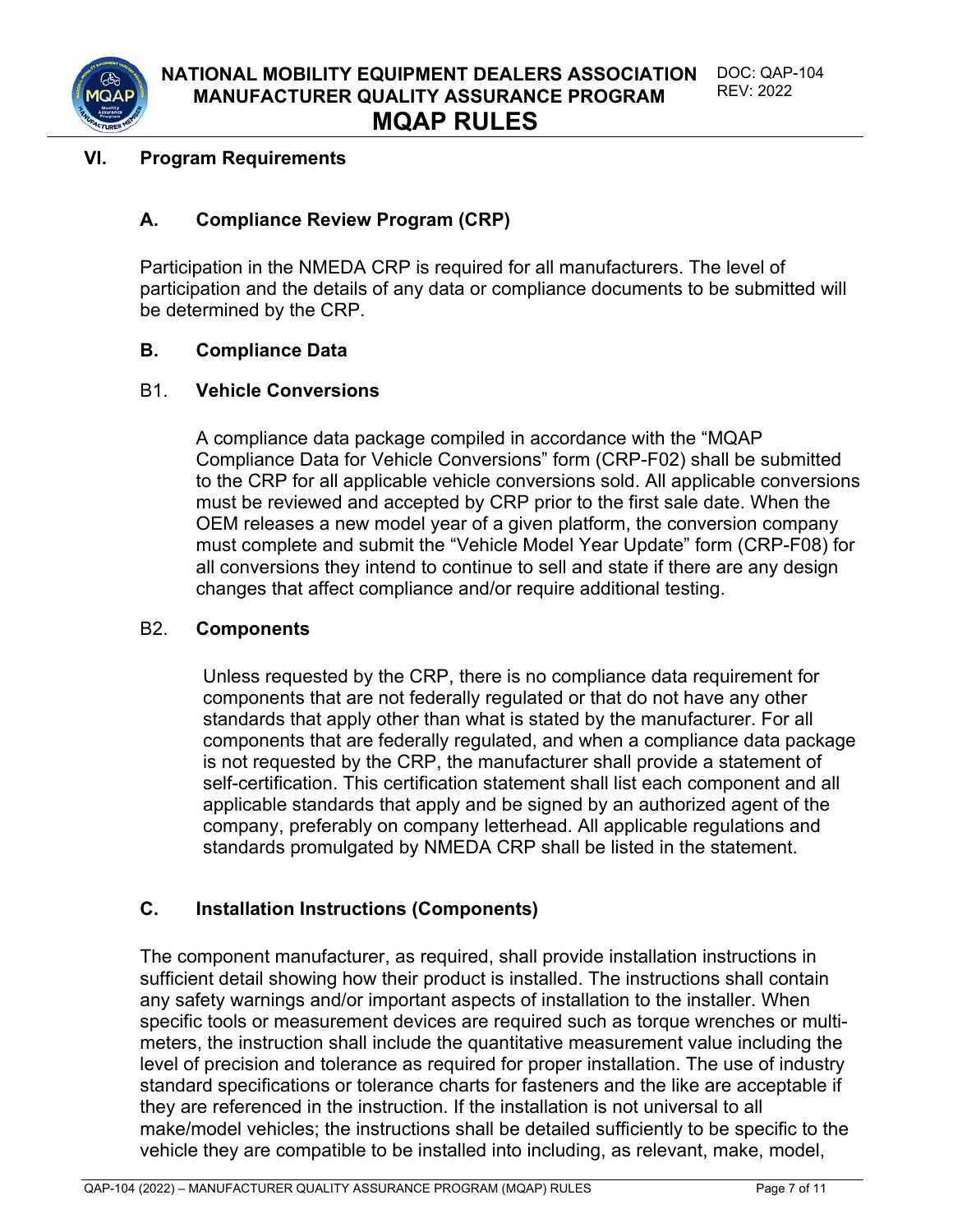## VI. Program Requirements

### A. Compliance Review Program (CRP)

Participation in the NMEDA CRP is required for all manufacturers. The level of participation and the details of any data or compliance documents to be submitted will be determined by the CRP.

### B. Compliance Data

#### B1. Vehicle Conversions

A compliance data package compiled in accordance with the "MQAP Compliance Data for Vehicle Conversions" form (CRP-F02) shall be submitted to the CRP for all applicable vehicle conversions sold. All applicable conversions must be reviewed and accepted by CRP prior to the first sale date. When the OEM releases a new model year of a given platform, the conversion company must complete and submit the "Vehicle Model Year Update" form (CRP-F08) for all conversions they intend to continue to sell and state if there are any design changes that affect compliance and/or require additional testing.

#### B2. Components

Unless requested by the CRP, there is no compliance data requirement for components that are not federally regulated or that do not have any other standards that apply other than what is stated by the manufacturer. For all components that are federally regulated, and when a compliance data package is not requested by the CRP, the manufacturer shall provide a statement of self-certification. This certification statement shall list each component and all applicable standards that apply and be signed by an authorized agent of the company, preferably on company letterhead. All applicable regulations and standards promulgated by NMEDA CRP shall be listed in the statement.

### C. Installation Instructions (Components)

The component manufacturer, as required, shall provide installation instructions in sufficient detail showing how their product is installed. The instructions shall contain any safety warnings and/or important aspects of installation to the installer. When specific tools or measurement devices are required such as torque wrenches or multi-meters, the instruction shall include the quantitative measurement value including the level of precision and tolerance as required for proper installation. The use of industry standard specifications or tolerance charts for fasteners and the like are acceptable if they are referenced in the instruction. If the installation is not universal to all make/model vehicles; the instructions shall be detailed sufficiently to be specific to the vehicle they are compatible to be installed into including, as relevant, make, model,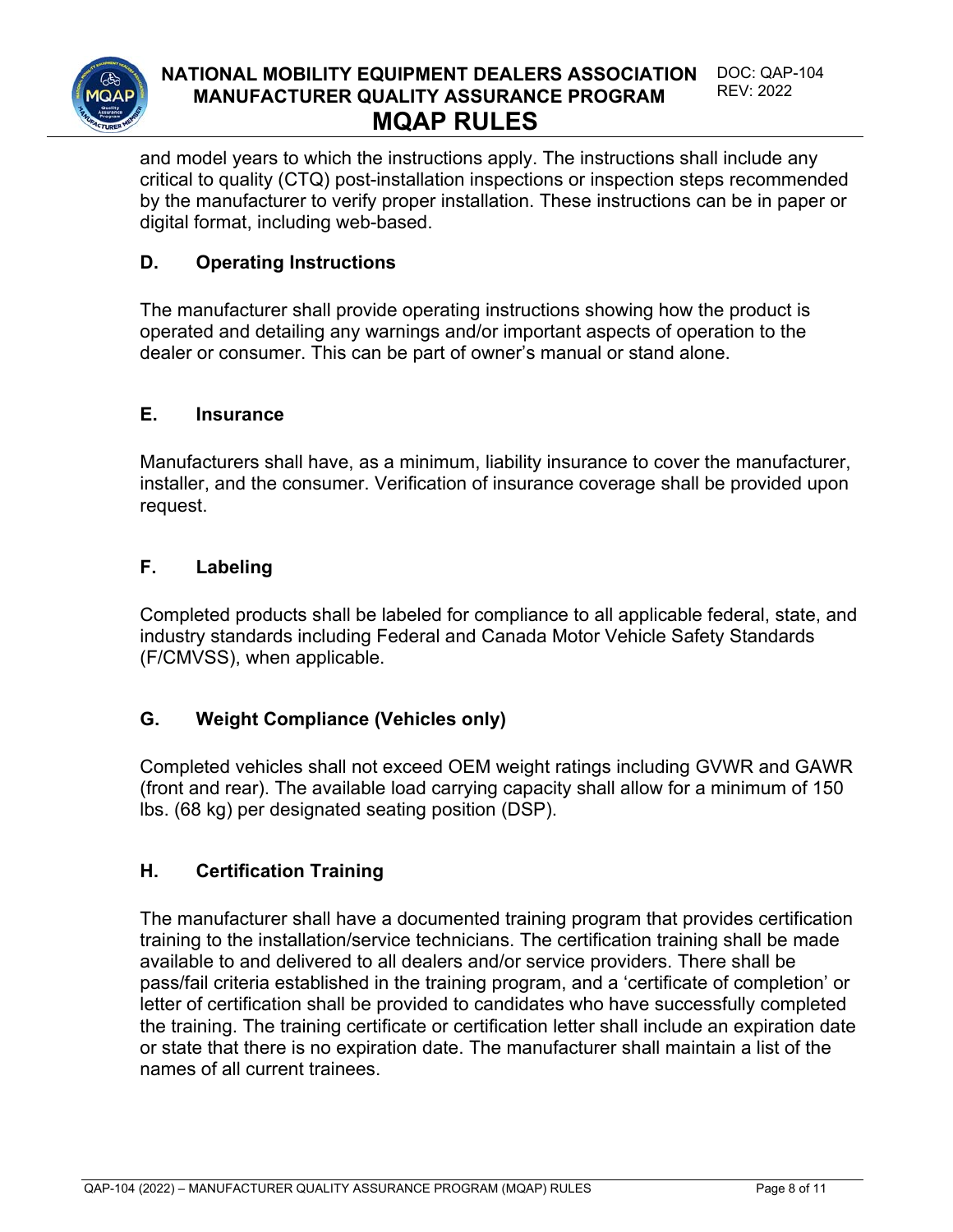and model years to which the instructions apply. The instructions shall include any critical to quality (CTQ) post-installation inspections or inspection steps recommended by the manufacturer to verify proper installation. These instructions can be in paper or digital format, including web-based.

### D. Operating Instructions

The manufacturer shall provide operating instructions showing how the product is operated and detailing any warnings and/or important aspects of operation to the dealer or consumer. This can be part of owner's manual or stand alone.

### E. Insurance

Manufacturers shall have, as a minimum, liability insurance to cover the manufacturer, installer, and the consumer. Verification of insurance coverage shall be provided upon request.

### F. Labeling

Completed products shall be labeled for compliance to all applicable federal, state, and industry standards including Federal and Canada Motor Vehicle Safety Standards (F/CMVSS), when applicable.

### G. Weight Compliance (Vehicles only)

Completed vehicles shall not exceed OEM weight ratings including GVWR and GAWR (front and rear). The available load carrying capacity shall allow for a minimum of 150 lbs. (68 kg) per designated seating position (DSP).

### H. Certification Training

The manufacturer shall have a documented training program that provides certification training to the installation/service technicians. The certification training shall be made available to and delivered to all dealers and/or service providers. There shall be pass/fail criteria established in the training program, and a 'certificate of completion' or letter of certification shall be provided to candidates who have successfully completed the training. The training certificate or certification letter shall include an expiration date or state that there is no expiration date. The manufacturer shall maintain a list of the names of all current trainees.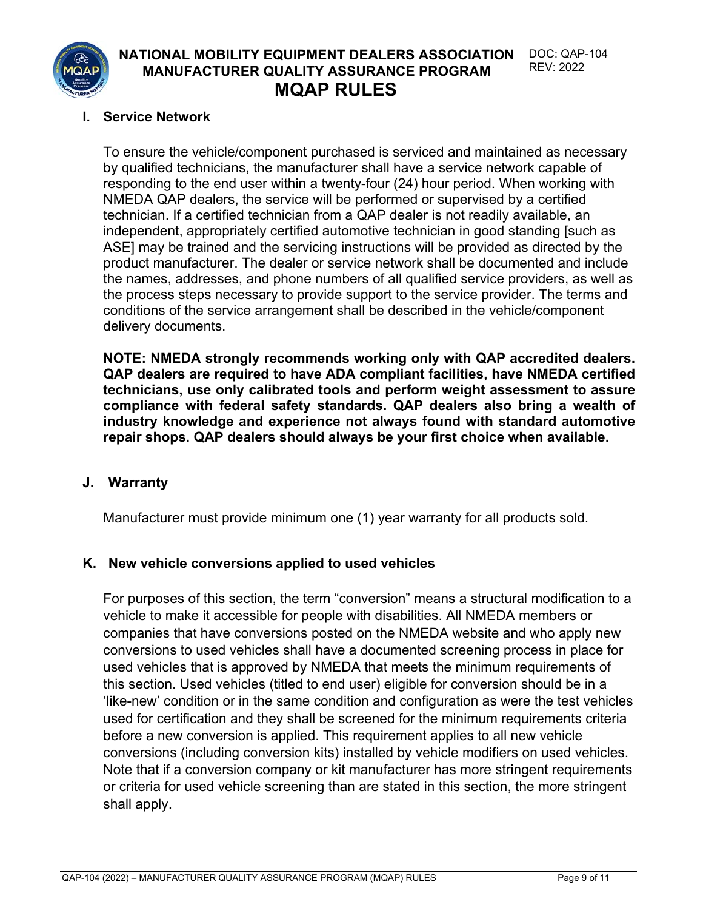### I. Service Network

To ensure the vehicle/component purchased is serviced and maintained as necessary by qualified technicians, the manufacturer shall have a service network capable of responding to the end user within a twenty-four (24) hour period. When working with NMEDA QAP dealers, the service will be performed or supervised by a certified technician. If a certified technician from a QAP dealer is not readily available, an independent, appropriately certified automotive technician in good standing [such as ASE] may be trained and the servicing instructions will be provided as directed by the product manufacturer. The dealer or service network shall be documented and include the names, addresses, and phone numbers of all qualified service providers, as well as the process steps necessary to provide support to the service provider. The terms and conditions of the service arrangement shall be described in the vehicle/component delivery documents.

**NOTE: NMEDA strongly recommends working only with QAP accredited dealers. QAP dealers are required to have ADA compliant facilities, have NMEDA certified technicians, use only calibrated tools and perform weight assessment to assure compliance with federal safety standards. QAP dealers also bring a wealth of industry knowledge and experience not always found with standard automotive repair shops. QAP dealers should always be your first choice when available.**

### J. Warranty

Manufacturer must provide minimum one (1) year warranty for all products sold.

### K. New vehicle conversions applied to used vehicles

For purposes of this section, the term "conversion" means a structural modification to a vehicle to make it accessible for people with disabilities. All NMEDA members or companies that have conversions posted on the NMEDA website and who apply new conversions to used vehicles shall have a documented screening process in place for used vehicles that is approved by NMEDA that meets the minimum requirements of this section. Used vehicles (titled to end user) eligible for conversion should be in a 'like-new' condition or in the same condition and configuration as were the test vehicles used for certification and they shall be screened for the minimum requirements criteria before a new conversion is applied. This requirement applies to all new vehicle conversions (including conversion kits) installed by vehicle modifiers on used vehicles. Note that if a conversion company or kit manufacturer has more stringent requirements or criteria for used vehicle screening than are stated in this section, the more stringent shall apply.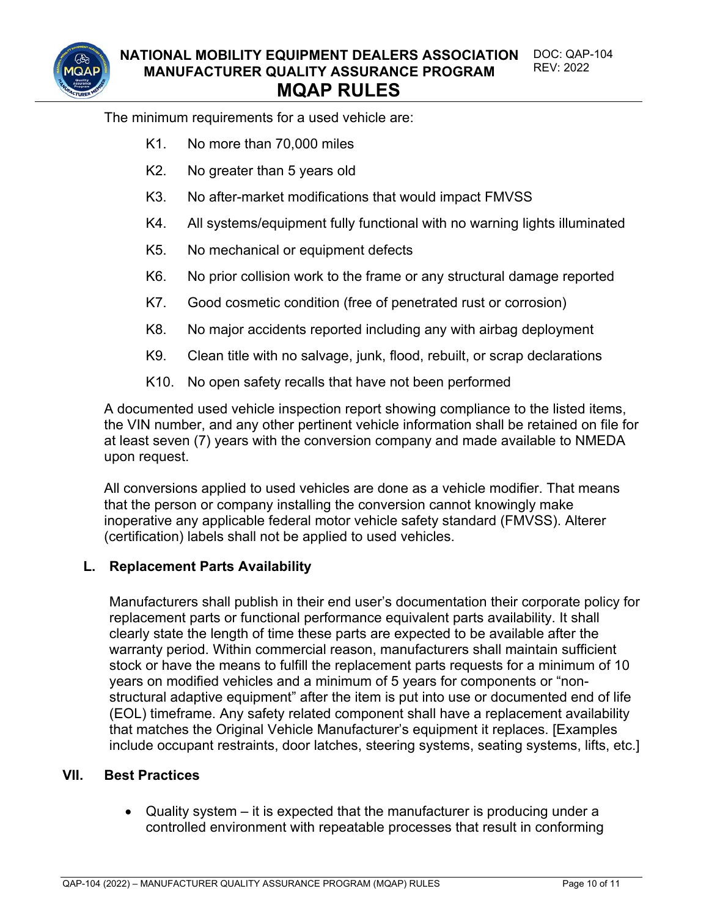The minimum requirements for a used vehicle are:

- K1. No more than 70,000 miles
- K2. No greater than 5 years old
- K3. No after-market modifications that would impact FMVSS
- K4. All systems/equipment fully functional with no warning lights illuminated
- K5. No mechanical or equipment defects
- K6. No prior collision work to the frame or any structural damage reported
- K7. Good cosmetic condition (free of penetrated rust or corrosion)
- K8. No major accidents reported including any with airbag deployment
- K9. Clean title with no salvage, junk, flood, rebuilt, or scrap declarations
- K10. No open safety recalls that have not been performed

A documented used vehicle inspection report showing compliance to the listed items, the VIN number, and any other pertinent vehicle information shall be retained on file for at least seven (7) years with the conversion company and made available to NMEDA upon request.

All conversions applied to used vehicles are done as a vehicle modifier. That means that the person or company installing the conversion cannot knowingly make inoperative any applicable federal motor vehicle safety standard (FMVSS). Alterer (certification) labels shall not be applied to used vehicles.

### L. Replacement Parts Availability

Manufacturers shall publish in their end user's documentation their corporate policy for replacement parts or functional performance equivalent parts availability. It shall clearly state the length of time these parts are expected to be available after the warranty period. Within commercial reason, manufacturers shall maintain sufficient stock or have the means to fulfill the replacement parts requests for a minimum of 10 years on modified vehicles and a minimum of 5 years for components or "non-structural adaptive equipment" after the item is put into use or documented end of life (EOL) timeframe. Any safety related component shall have a replacement availability that matches the Original Vehicle Manufacturer's equipment it replaces. [Examples include occupant restraints, door latches, steering systems, seating systems, lifts, etc.]

## VII. Best Practices

- Quality system – it is expected that the manufacturer is producing under a controlled environment with repeatable processes that result in conforming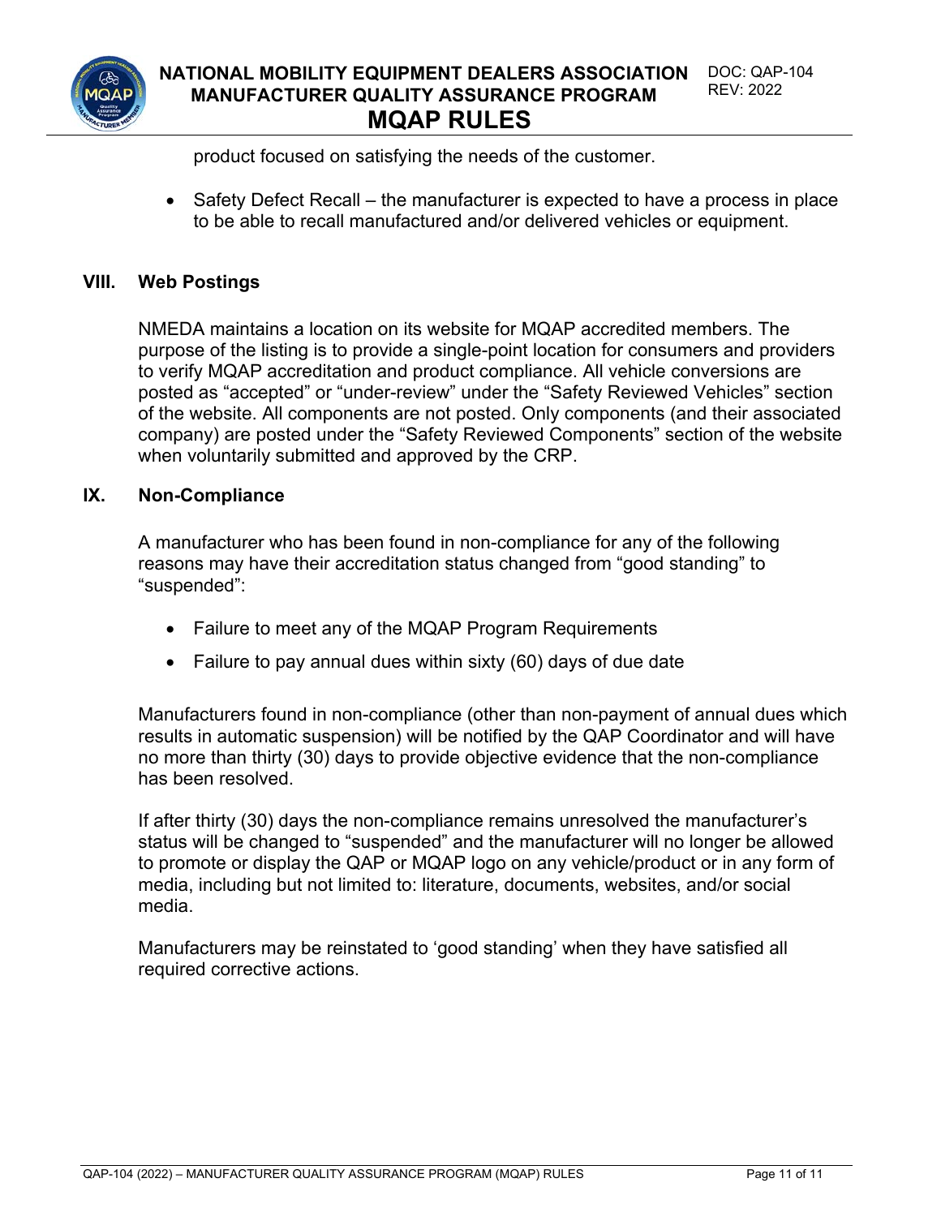product focused on satisfying the needs of the customer.

- Safety Defect Recall – the manufacturer is expected to have a process in place to be able to recall manufactured and/or delivered vehicles or equipment.

## VIII. Web Postings

NMEDA maintains a location on its website for MQAP accredited members. The purpose of the listing is to provide a single-point location for consumers and providers to verify MQAP accreditation and product compliance. All vehicle conversions are posted as "accepted" or "under-review" under the "Safety Reviewed Vehicles" section of the website. All components are not posted. Only components (and their associated company) are posted under the "Safety Reviewed Components" section of the website when voluntarily submitted and approved by the CRP.

## IX. Non-Compliance

A manufacturer who has been found in non-compliance for any of the following reasons may have their accreditation status changed from "good standing" to "suspended":

- Failure to meet any of the MQAP Program Requirements
- Failure to pay annual dues within sixty (60) days of due date

Manufacturers found in non-compliance (other than non-payment of annual dues which results in automatic suspension) will be notified by the QAP Coordinator and will have no more than thirty (30) days to provide objective evidence that the non-compliance has been resolved.

If after thirty (30) days the non-compliance remains unresolved the manufacturer's status will be changed to "suspended" and the manufacturer will no longer be allowed to promote or display the QAP or MQAP logo on any vehicle/product or in any form of media, including but not limited to: literature, documents, websites, and/or social media.

Manufacturers may be reinstated to 'good standing' when they have satisfied all required corrective actions.